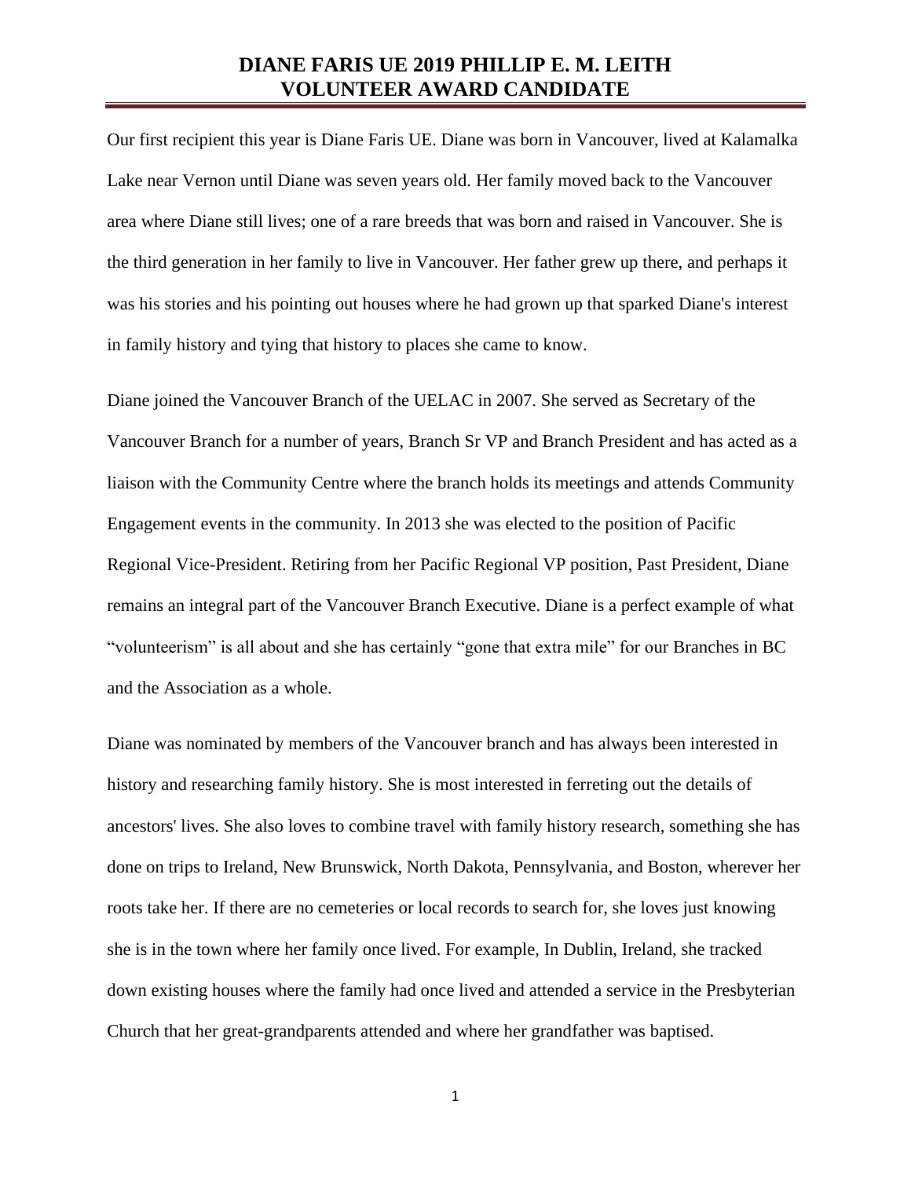# DIANE FARIS UE 2019 PHILLIP E. M. LEITH VOLUNTEER AWARD CANDIDATE

Our first recipient this year is Diane Faris UE. Diane was born in Vancouver, lived at Kalamalka Lake near Vernon until Diane was seven years old. Her family moved back to the Vancouver area where Diane still lives; one of a rare breeds that was born and raised in Vancouver. She is the third generation in her family to live in Vancouver. Her father grew up there, and perhaps it was his stories and his pointing out houses where he had grown up that sparked Diane's interest in family history and tying that history to places she came to know.

Diane joined the Vancouver Branch of the UELAC in 2007. She served as Secretary of the Vancouver Branch for a number of years, Branch Sr VP and Branch President and has acted as a liaison with the Community Centre where the branch holds its meetings and attends Community Engagement events in the community. In 2013 she was elected to the position of Pacific Regional Vice-President. Retiring from her Pacific Regional VP position, Past President, Diane remains an integral part of the Vancouver Branch Executive. Diane is a perfect example of what "volunteerism" is all about and she has certainly "gone that extra mile" for our Branches in BC and the Association as a whole.

Diane was nominated by members of the Vancouver branch and has always been interested in history and researching family history. She is most interested in ferreting out the details of ancestors' lives. She also loves to combine travel with family history research, something she has done on trips to Ireland, New Brunswick, North Dakota, Pennsylvania, and Boston, wherever her roots take her. If there are no cemeteries or local records to search for, she loves just knowing she is in the town where her family once lived. For example, In Dublin, Ireland, she tracked down existing houses where the family had once lived and attended a service in the Presbyterian Church that her great-grandparents attended and where her grandfather was baptised.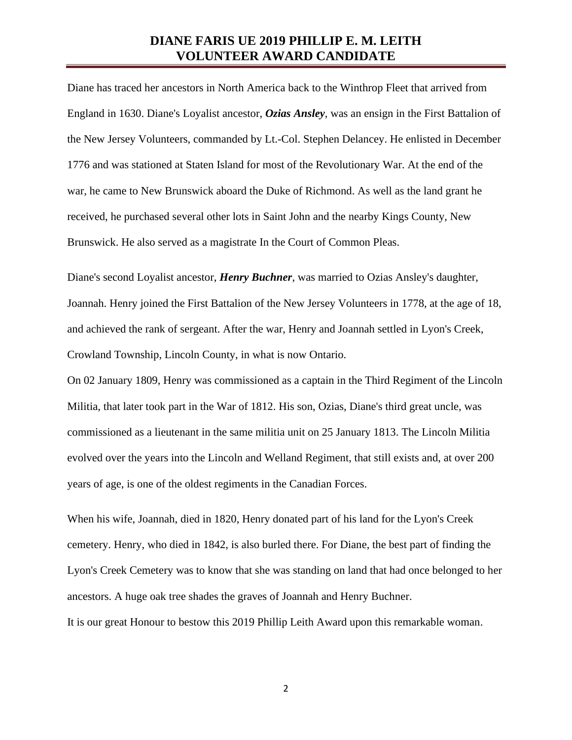# DIANE FARIS UE 2019 PHILLIP E. M. LEITH VOLUNTEER AWARD CANDIDATE

Diane has traced her ancestors in North America back to the Winthrop Fleet that arrived from England in 1630. Diane's Loyalist ancestor, ***Ozias Ansley***, was an ensign in the First Battalion of the New Jersey Volunteers, commanded by Lt.-Col. Stephen Delancey. He enlisted in December 1776 and was stationed at Staten Island for most of the Revolutionary War. At the end of the war, he came to New Brunswick aboard the Duke of Richmond. As well as the land grant he received, he purchased several other lots in Saint John and the nearby Kings County, New Brunswick. He also served as a magistrate In the Court of Common Pleas.

Diane's second Loyalist ancestor, ***Henry Buchner***, was married to Ozias Ansley's daughter, Joannah. Henry joined the First Battalion of the New Jersey Volunteers in 1778, at the age of 18, and achieved the rank of sergeant. After the war, Henry and Joannah settled in Lyon's Creek, Crowland Township, Lincoln County, in what is now Ontario.

On 02 January 1809, Henry was commissioned as a captain in the Third Regiment of the Lincoln Militia, that later took part in the War of 1812. His son, Ozias, Diane's third great uncle, was commissioned as a lieutenant in the same militia unit on 25 January 1813. The Lincoln Militia evolved over the years into the Lincoln and Welland Regiment, that still exists and, at over 200 years of age, is one of the oldest regiments in the Canadian Forces.

When his wife, Joannah, died in 1820, Henry donated part of his land for the Lyon's Creek cemetery. Henry, who died in 1842, is also burled there. For Diane, the best part of finding the Lyon's Creek Cemetery was to know that she was standing on land that had once belonged to her ancestors. A huge oak tree shades the graves of Joannah and Henry Buchner.

It is our great Honour to bestow this 2019 Phillip Leith Award upon this remarkable woman.